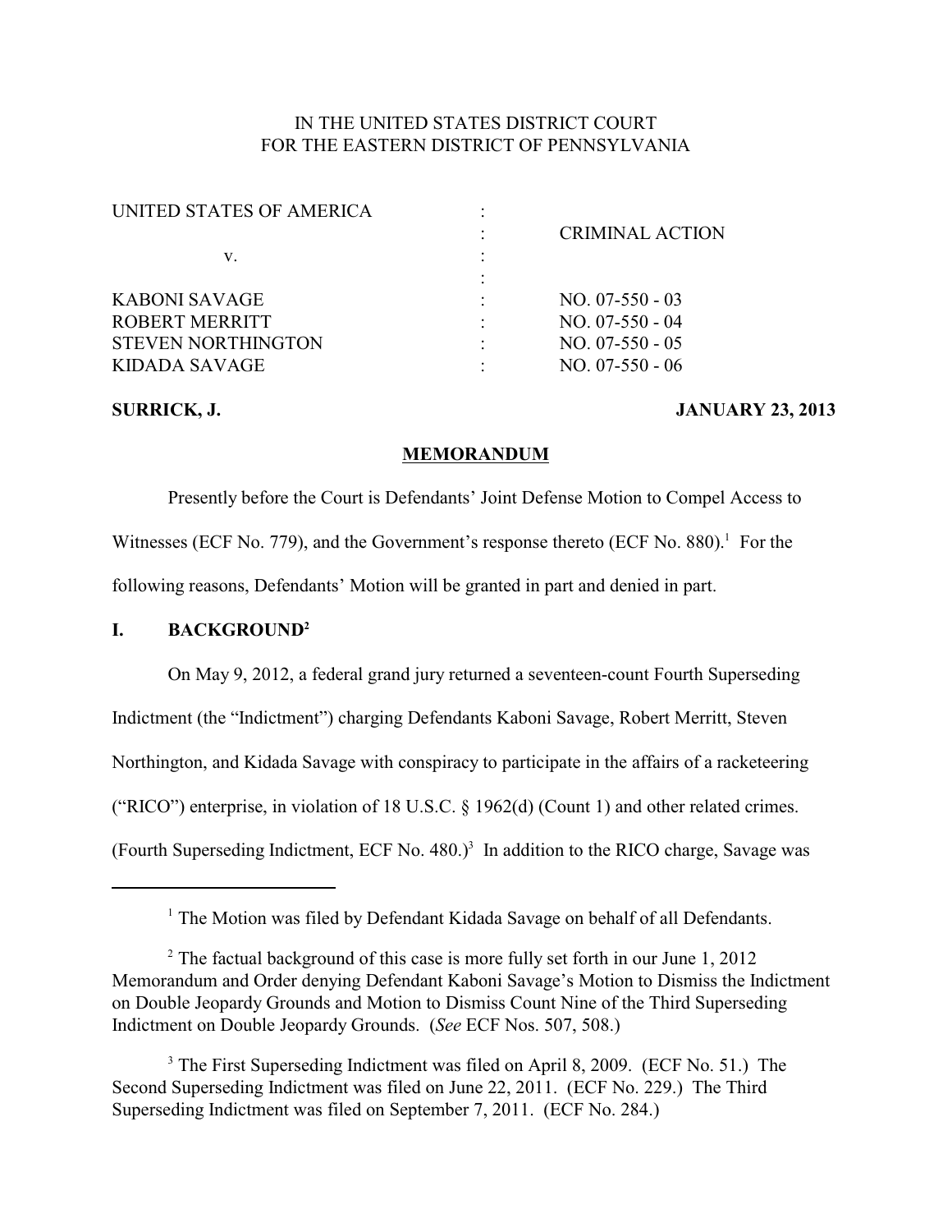IN THE UNITED STATES DISTRICT COURT
FOR THE EASTERN DISTRICT OF PENNSYLVANIA

| | | |
|---|---|---|
| UNITED STATES OF AMERICA | : | |
| | : | CRIMINAL ACTION |
| v. | : | |
| | : | |
| KABONI SAVAGE | : | NO. 07-550 - 03 |
| ROBERT MERRITT | : | NO. 07-550 - 04 |
| STEVEN NORTHINGTON | : | NO. 07-550 - 05 |
| KIDADA SAVAGE | : | NO. 07-550 - 06 |

**SURRICK, J.** **JANUARY 23, 2013**

**MEMORANDUM**

Presently before the Court is Defendants' Joint Defense Motion to Compel Access to Witnesses (ECF No. 779), and the Government's response thereto (ECF No. 880).[1] For the following reasons, Defendants' Motion will be granted in part and denied in part.

## I. BACKGROUND[2]

On May 9, 2012, a federal grand jury returned a seventeen-count Fourth Superseding Indictment (the "Indictment") charging Defendants Kaboni Savage, Robert Merritt, Steven Northington, and Kidada Savage with conspiracy to participate in the affairs of a racketeering ("RICO") enterprise, in violation of 18 U.S.C. § 1962(d) (Count 1) and other related crimes. (Fourth Superseding Indictment, ECF No. 480.)[3] In addition to the RICO charge, Savage was

---

[1] The Motion was filed by Defendant Kidada Savage on behalf of all Defendants.

[2] The factual background of this case is more fully set forth in our June 1, 2012 Memorandum and Order denying Defendant Kaboni Savage's Motion to Dismiss the Indictment on Double Jeopardy Grounds and Motion to Dismiss Count Nine of the Third Superseding Indictment on Double Jeopardy Grounds. (*See* ECF Nos. 507, 508.)

[3] The First Superseding Indictment was filed on April 8, 2009. (ECF No. 51.) The Second Superseding Indictment was filed on June 22, 2011. (ECF No. 229.) The Third Superseding Indictment was filed on September 7, 2011. (ECF No. 284.)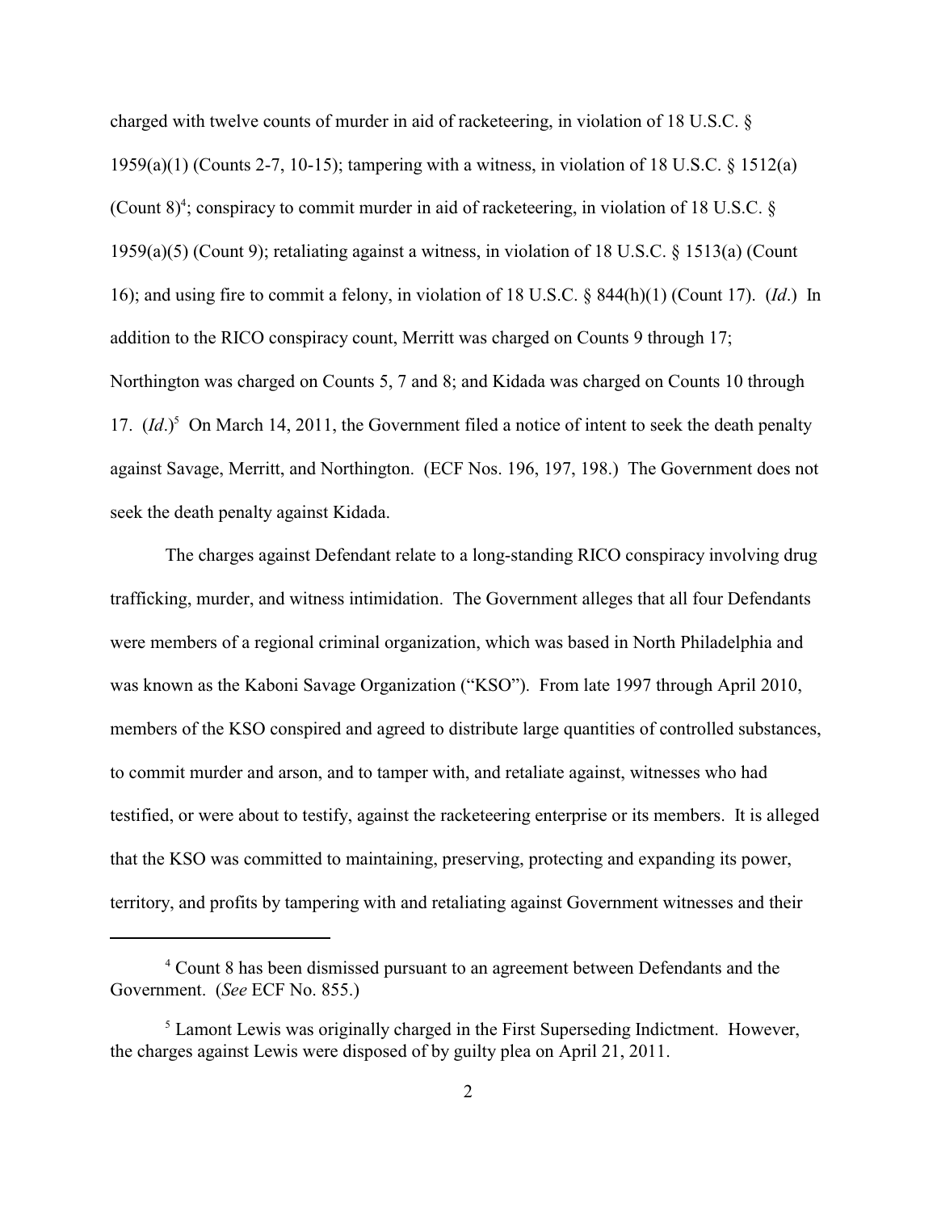charged with twelve counts of murder in aid of racketeering, in violation of 18 U.S.C. § 1959(a)(1) (Counts 2-7, 10-15); tampering with a witness, in violation of 18 U.S.C. § 1512(a) (Count 8)[4]; conspiracy to commit murder in aid of racketeering, in violation of 18 U.S.C. § 1959(a)(5) (Count 9); retaliating against a witness, in violation of 18 U.S.C. § 1513(a) (Count 16); and using fire to commit a felony, in violation of 18 U.S.C. § 844(h)(1) (Count 17). (*Id*.) In addition to the RICO conspiracy count, Merritt was charged on Counts 9 through 17; Northington was charged on Counts 5, 7 and 8; and Kidada was charged on Counts 10 through 17. (*Id*.)[5] On March 14, 2011, the Government filed a notice of intent to seek the death penalty against Savage, Merritt, and Northington. (ECF Nos. 196, 197, 198.) The Government does not seek the death penalty against Kidada.

The charges against Defendant relate to a long-standing RICO conspiracy involving drug trafficking, murder, and witness intimidation. The Government alleges that all four Defendants were members of a regional criminal organization, which was based in North Philadelphia and was known as the Kaboni Savage Organization ("KSO"). From late 1997 through April 2010, members of the KSO conspired and agreed to distribute large quantities of controlled substances, to commit murder and arson, and to tamper with, and retaliate against, witnesses who had testified, or were about to testify, against the racketeering enterprise or its members. It is alleged that the KSO was committed to maintaining, preserving, protecting and expanding its power, territory, and profits by tampering with and retaliating against Government witnesses and their

---

[4] Count 8 has been dismissed pursuant to an agreement between Defendants and the Government. (*See* ECF No. 855.)

[5] Lamont Lewis was originally charged in the First Superseding Indictment. However, the charges against Lewis were disposed of by guilty plea on April 21, 2011.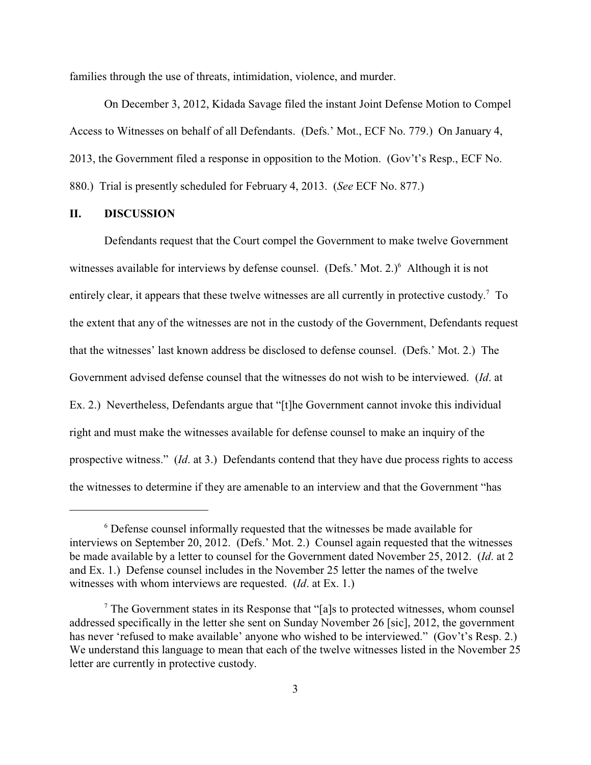families through the use of threats, intimidation, violence, and murder.

On December 3, 2012, Kidada Savage filed the instant Joint Defense Motion to Compel Access to Witnesses on behalf of all Defendants. (Defs.' Mot., ECF No. 779.) On January 4, 2013, the Government filed a response in opposition to the Motion. (Gov't's Resp., ECF No. 880.) Trial is presently scheduled for February 4, 2013. (*See* ECF No. 877.)

## II. DISCUSSION

Defendants request that the Court compel the Government to make twelve Government witnesses available for interviews by defense counsel. (Defs.' Mot. 2.)[6] Although it is not entirely clear, it appears that these twelve witnesses are all currently in protective custody.[7] To the extent that any of the witnesses are not in the custody of the Government, Defendants request that the witnesses' last known address be disclosed to defense counsel. (Defs.' Mot. 2.) The Government advised defense counsel that the witnesses do not wish to be interviewed. (*Id*. at Ex. 2.) Nevertheless, Defendants argue that "[t]he Government cannot invoke this individual right and must make the witnesses available for defense counsel to make an inquiry of the prospective witness." (*Id*. at 3.) Defendants contend that they have due process rights to access the witnesses to determine if they are amenable to an interview and that the Government "has

---

[6] Defense counsel informally requested that the witnesses be made available for interviews on September 20, 2012. (Defs.' Mot. 2.) Counsel again requested that the witnesses be made available by a letter to counsel for the Government dated November 25, 2012. (*Id*. at 2 and Ex. 1.) Defense counsel includes in the November 25 letter the names of the twelve witnesses with whom interviews are requested. (*Id*. at Ex. 1.)

[7] The Government states in its Response that "[a]s to protected witnesses, whom counsel addressed specifically in the letter she sent on Sunday November 26 [sic], 2012, the government has never 'refused to make available' anyone who wished to be interviewed." (Gov't's Resp. 2.) We understand this language to mean that each of the twelve witnesses listed in the November 25 letter are currently in protective custody.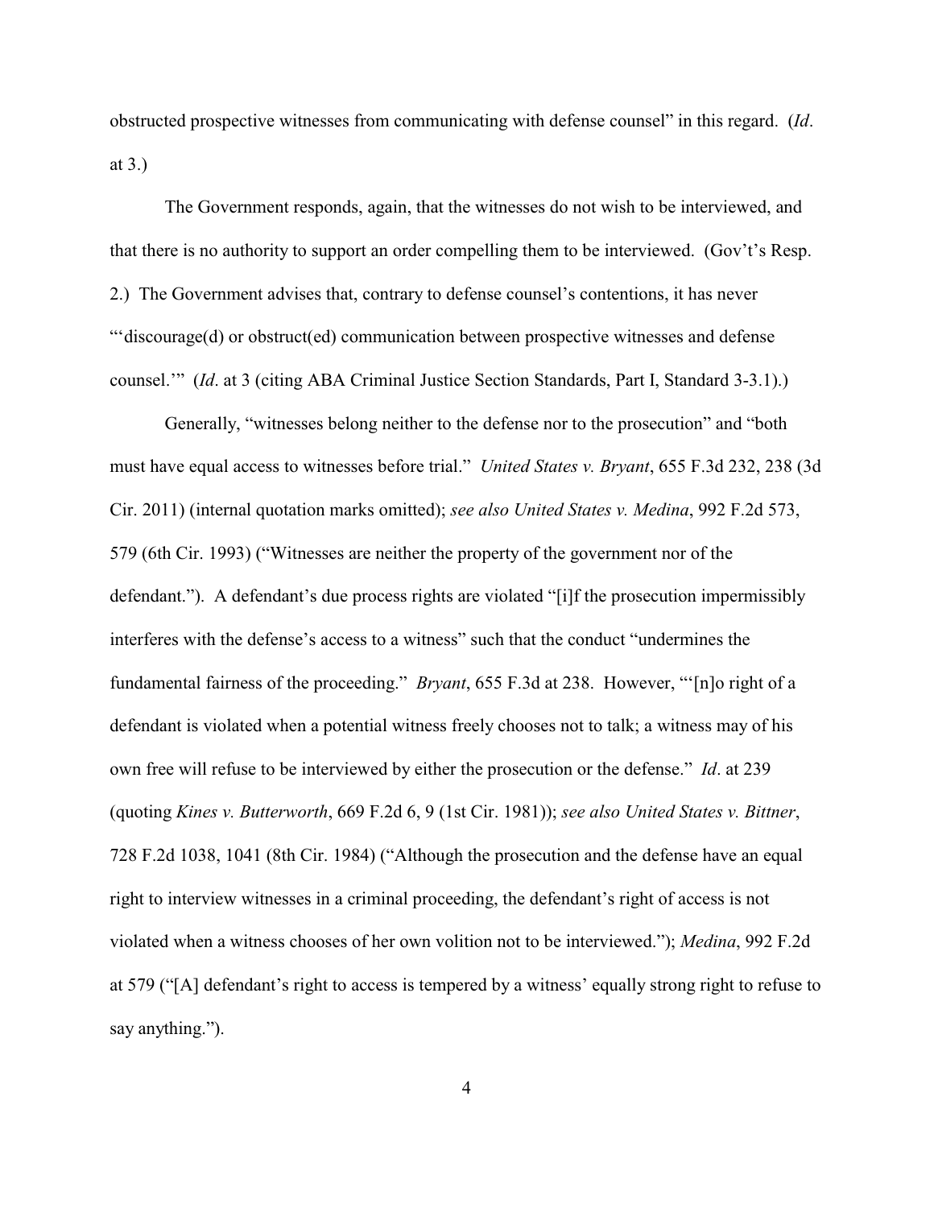obstructed prospective witnesses from communicating with defense counsel" in this regard. (*Id*. at 3.)

The Government responds, again, that the witnesses do not wish to be interviewed, and that there is no authority to support an order compelling them to be interviewed. (Gov't's Resp. 2.) The Government advises that, contrary to defense counsel's contentions, it has never "'discourage(d) or obstruct(ed) communication between prospective witnesses and defense counsel.'" (*Id*. at 3 (citing ABA Criminal Justice Section Standards, Part I, Standard 3-3.1).)

Generally, "witnesses belong neither to the defense nor to the prosecution" and "both must have equal access to witnesses before trial." *United States v. Bryant*, 655 F.3d 232, 238 (3d Cir. 2011) (internal quotation marks omitted); *see also United States v. Medina*, 992 F.2d 573, 579 (6th Cir. 1993) ("Witnesses are neither the property of the government nor of the defendant."). A defendant's due process rights are violated "[i]f the prosecution impermissibly interferes with the defense's access to a witness" such that the conduct "undermines the fundamental fairness of the proceeding." *Bryant*, 655 F.3d at 238. However, "'[n]o right of a defendant is violated when a potential witness freely chooses not to talk; a witness may of his own free will refuse to be interviewed by either the prosecution or the defense." *Id*. at 239 (quoting *Kines v. Butterworth*, 669 F.2d 6, 9 (1st Cir. 1981)); *see also United States v. Bittner*, 728 F.2d 1038, 1041 (8th Cir. 1984) ("Although the prosecution and the defense have an equal right to interview witnesses in a criminal proceeding, the defendant's right of access is not violated when a witness chooses of her own volition not to be interviewed."); *Medina*, 992 F.2d at 579 ("[A] defendant's right to access is tempered by a witness' equally strong right to refuse to say anything.").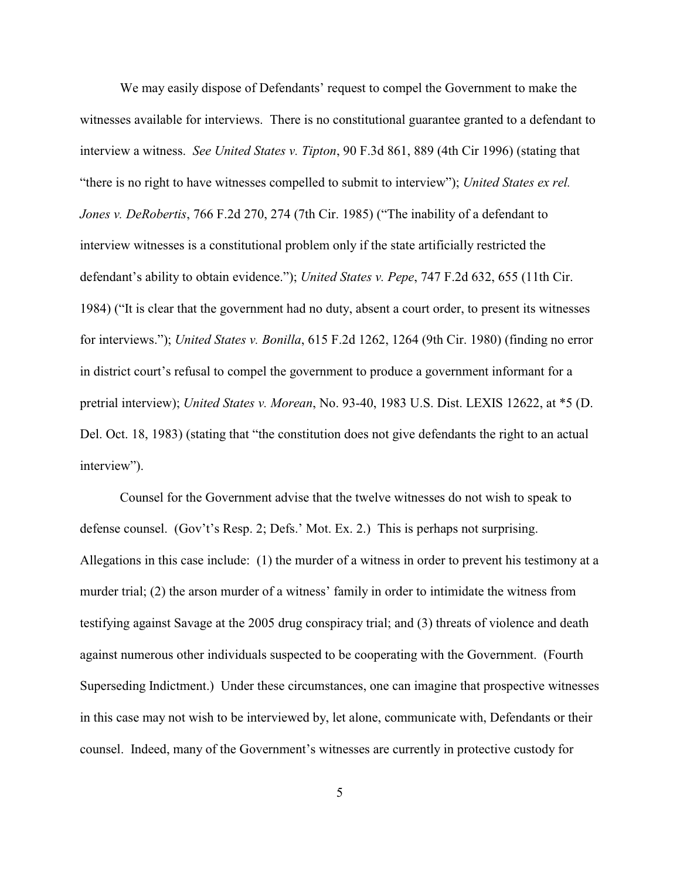We may easily dispose of Defendants' request to compel the Government to make the witnesses available for interviews. There is no constitutional guarantee granted to a defendant to interview a witness. *See United States v. Tipton*, 90 F.3d 861, 889 (4th Cir 1996) (stating that "there is no right to have witnesses compelled to submit to interview"); *United States ex rel. Jones v. DeRobertis*, 766 F.2d 270, 274 (7th Cir. 1985) ("The inability of a defendant to interview witnesses is a constitutional problem only if the state artificially restricted the defendant's ability to obtain evidence."); *United States v. Pepe*, 747 F.2d 632, 655 (11th Cir. 1984) ("It is clear that the government had no duty, absent a court order, to present its witnesses for interviews."); *United States v. Bonilla*, 615 F.2d 1262, 1264 (9th Cir. 1980) (finding no error in district court's refusal to compel the government to produce a government informant for a pretrial interview); *United States v. Morean*, No. 93-40, 1983 U.S. Dist. LEXIS 12622, at *5 (D. Del. Oct. 18, 1983) (stating that "the constitution does not give defendants the right to an actual interview").

Counsel for the Government advise that the twelve witnesses do not wish to speak to defense counsel. (Gov't's Resp. 2; Defs.' Mot. Ex. 2.) This is perhaps not surprising. Allegations in this case include: (1) the murder of a witness in order to prevent his testimony at a murder trial; (2) the arson murder of a witness' family in order to intimidate the witness from testifying against Savage at the 2005 drug conspiracy trial; and (3) threats of violence and death against numerous other individuals suspected to be cooperating with the Government. (Fourth Superseding Indictment.) Under these circumstances, one can imagine that prospective witnesses in this case may not wish to be interviewed by, let alone, communicate with, Defendants or their counsel. Indeed, many of the Government's witnesses are currently in protective custody for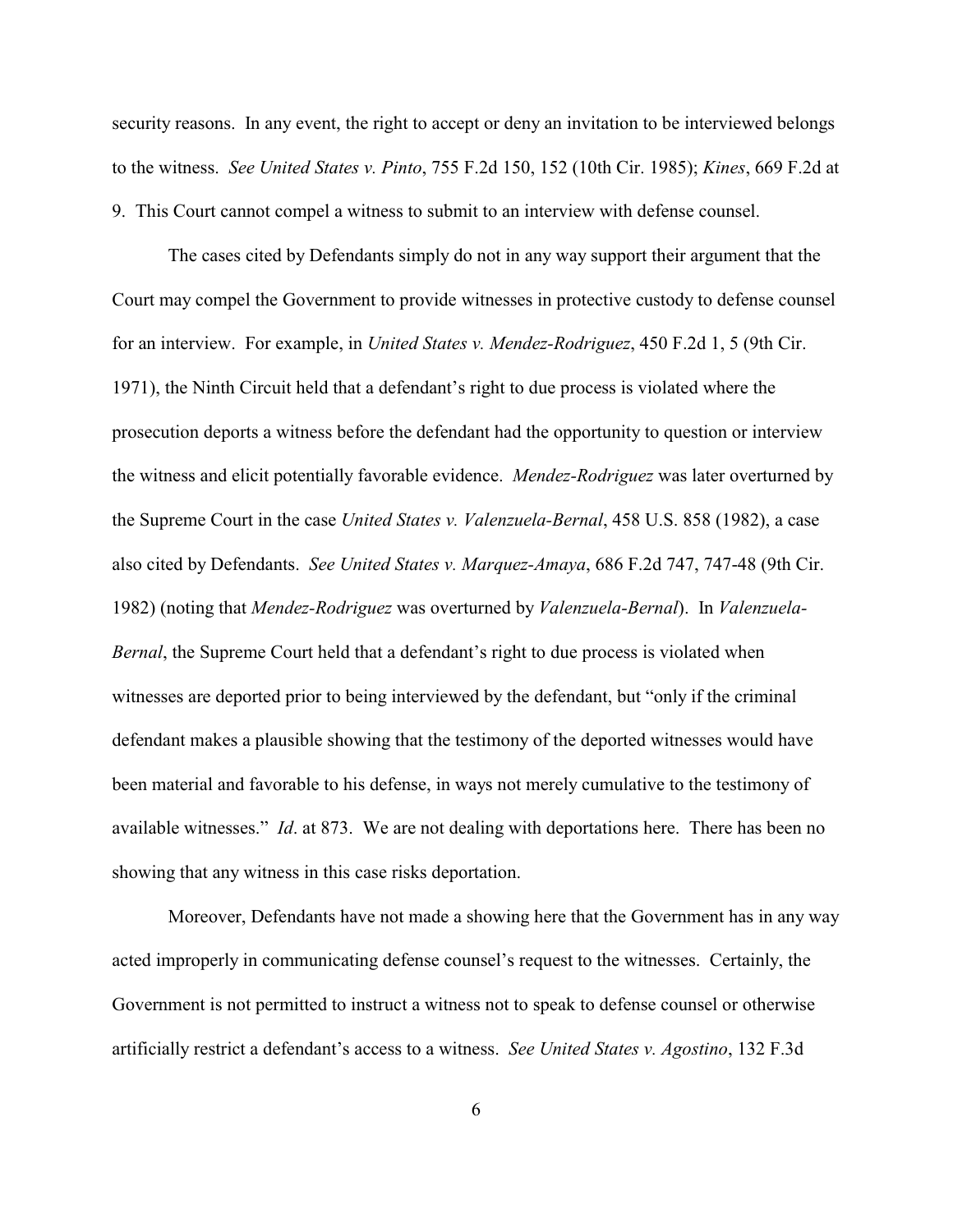security reasons. In any event, the right to accept or deny an invitation to be interviewed belongs to the witness. *See United States v. Pinto*, 755 F.2d 150, 152 (10th Cir. 1985); *Kines*, 669 F.2d at 9. This Court cannot compel a witness to submit to an interview with defense counsel.

The cases cited by Defendants simply do not in any way support their argument that the Court may compel the Government to provide witnesses in protective custody to defense counsel for an interview. For example, in *United States v. Mendez-Rodriguez*, 450 F.2d 1, 5 (9th Cir. 1971), the Ninth Circuit held that a defendant's right to due process is violated where the prosecution deports a witness before the defendant had the opportunity to question or interview the witness and elicit potentially favorable evidence. *Mendez-Rodriguez* was later overturned by the Supreme Court in the case *United States v. Valenzuela-Bernal*, 458 U.S. 858 (1982), a case also cited by Defendants. *See United States v. Marquez-Amaya*, 686 F.2d 747, 747-48 (9th Cir. 1982) (noting that *Mendez-Rodriguez* was overturned by *Valenzuela-Bernal*). In *Valenzuela-Bernal*, the Supreme Court held that a defendant's right to due process is violated when witnesses are deported prior to being interviewed by the defendant, but "only if the criminal defendant makes a plausible showing that the testimony of the deported witnesses would have been material and favorable to his defense, in ways not merely cumulative to the testimony of available witnesses." *Id*. at 873. We are not dealing with deportations here. There has been no showing that any witness in this case risks deportation.

Moreover, Defendants have not made a showing here that the Government has in any way acted improperly in communicating defense counsel's request to the witnesses. Certainly, the Government is not permitted to instruct a witness not to speak to defense counsel or otherwise artificially restrict a defendant's access to a witness. *See United States v. Agostino*, 132 F.3d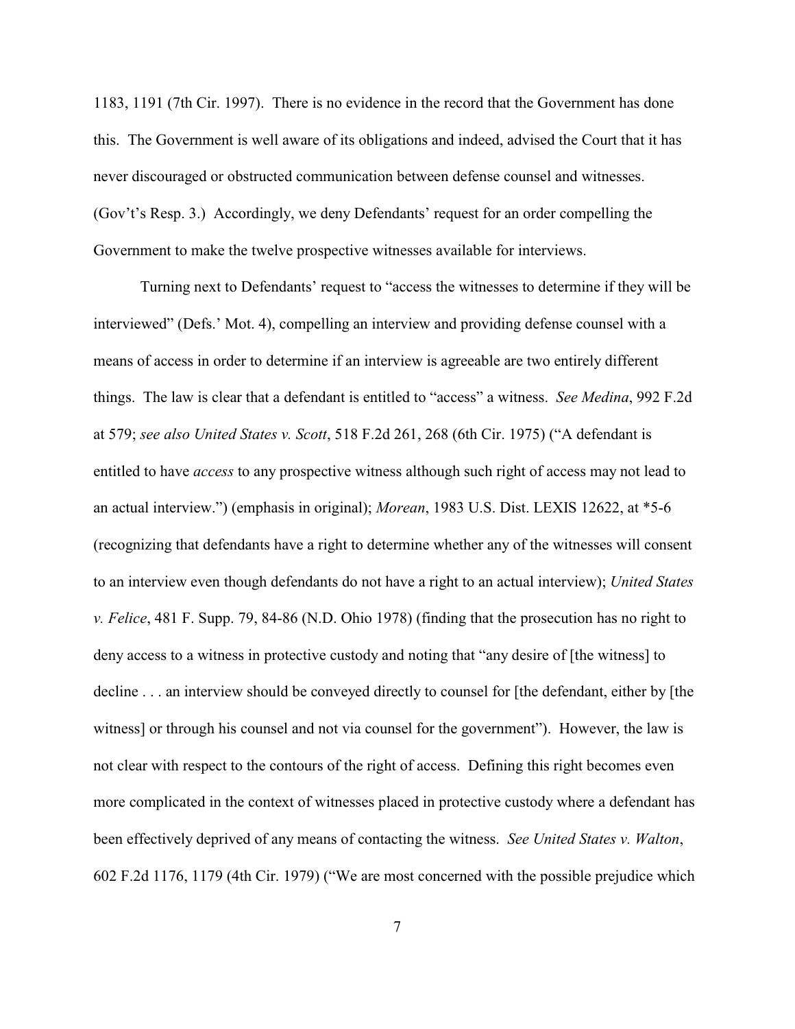1183, 1191 (7th Cir. 1997). There is no evidence in the record that the Government has done this. The Government is well aware of its obligations and indeed, advised the Court that it has never discouraged or obstructed communication between defense counsel and witnesses. (Gov't's Resp. 3.) Accordingly, we deny Defendants' request for an order compelling the Government to make the twelve prospective witnesses available for interviews.

Turning next to Defendants' request to "access the witnesses to determine if they will be interviewed" (Defs.' Mot. 4), compelling an interview and providing defense counsel with a means of access in order to determine if an interview is agreeable are two entirely different things. The law is clear that a defendant is entitled to "access" a witness. *See Medina*, 992 F.2d at 579; *see also United States v. Scott*, 518 F.2d 261, 268 (6th Cir. 1975) ("A defendant is entitled to have *access* to any prospective witness although such right of access may not lead to an actual interview.") (emphasis in original); *Morean*, 1983 U.S. Dist. LEXIS 12622, at *5-6 (recognizing that defendants have a right to determine whether any of the witnesses will consent to an interview even though defendants do not have a right to an actual interview); *United States v. Felice*, 481 F. Supp. 79, 84-86 (N.D. Ohio 1978) (finding that the prosecution has no right to deny access to a witness in protective custody and noting that "any desire of [the witness] to decline . . . an interview should be conveyed directly to counsel for [the defendant, either by [the witness] or through his counsel and not via counsel for the government"). However, the law is not clear with respect to the contours of the right of access. Defining this right becomes even more complicated in the context of witnesses placed in protective custody where a defendant has been effectively deprived of any means of contacting the witness. *See United States v. Walton*, 602 F.2d 1176, 1179 (4th Cir. 1979) ("We are most concerned with the possible prejudice which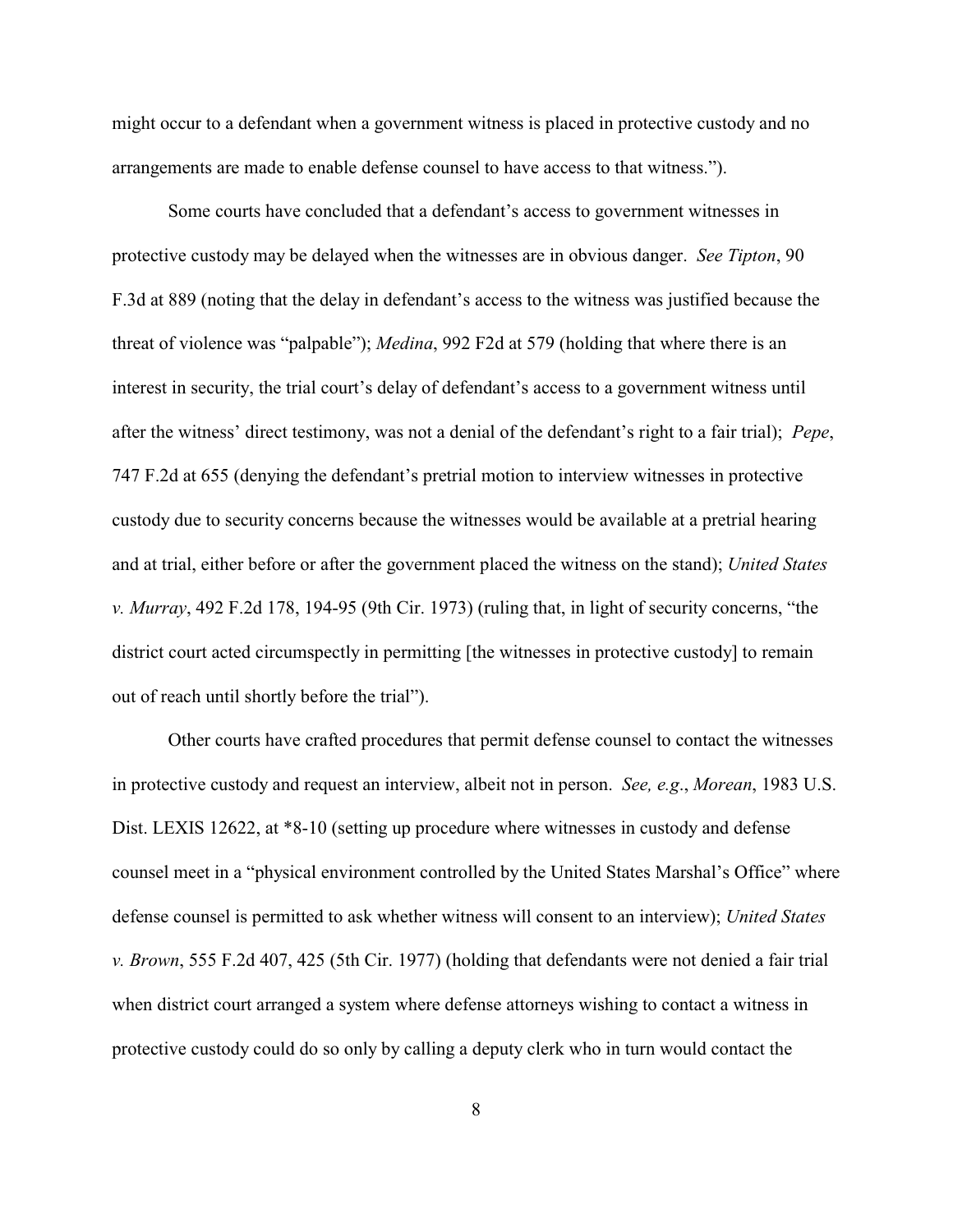might occur to a defendant when a government witness is placed in protective custody and no arrangements are made to enable defense counsel to have access to that witness.").

Some courts have concluded that a defendant's access to government witnesses in protective custody may be delayed when the witnesses are in obvious danger. *See Tipton*, 90 F.3d at 889 (noting that the delay in defendant's access to the witness was justified because the threat of violence was "palpable"); *Medina*, 992 F2d at 579 (holding that where there is an interest in security, the trial court's delay of defendant's access to a government witness until after the witness' direct testimony, was not a denial of the defendant's right to a fair trial); *Pepe*, 747 F.2d at 655 (denying the defendant's pretrial motion to interview witnesses in protective custody due to security concerns because the witnesses would be available at a pretrial hearing and at trial, either before or after the government placed the witness on the stand); *United States v. Murray*, 492 F.2d 178, 194-95 (9th Cir. 1973) (ruling that, in light of security concerns, "the district court acted circumspectly in permitting [the witnesses in protective custody] to remain out of reach until shortly before the trial").

Other courts have crafted procedures that permit defense counsel to contact the witnesses in protective custody and request an interview, albeit not in person. *See, e.g*., *Morean*, 1983 U.S. Dist. LEXIS 12622, at *8-10 (setting up procedure where witnesses in custody and defense counsel meet in a "physical environment controlled by the United States Marshal's Office" where defense counsel is permitted to ask whether witness will consent to an interview); *United States v. Brown*, 555 F.2d 407, 425 (5th Cir. 1977) (holding that defendants were not denied a fair trial when district court arranged a system where defense attorneys wishing to contact a witness in protective custody could do so only by calling a deputy clerk who in turn would contact the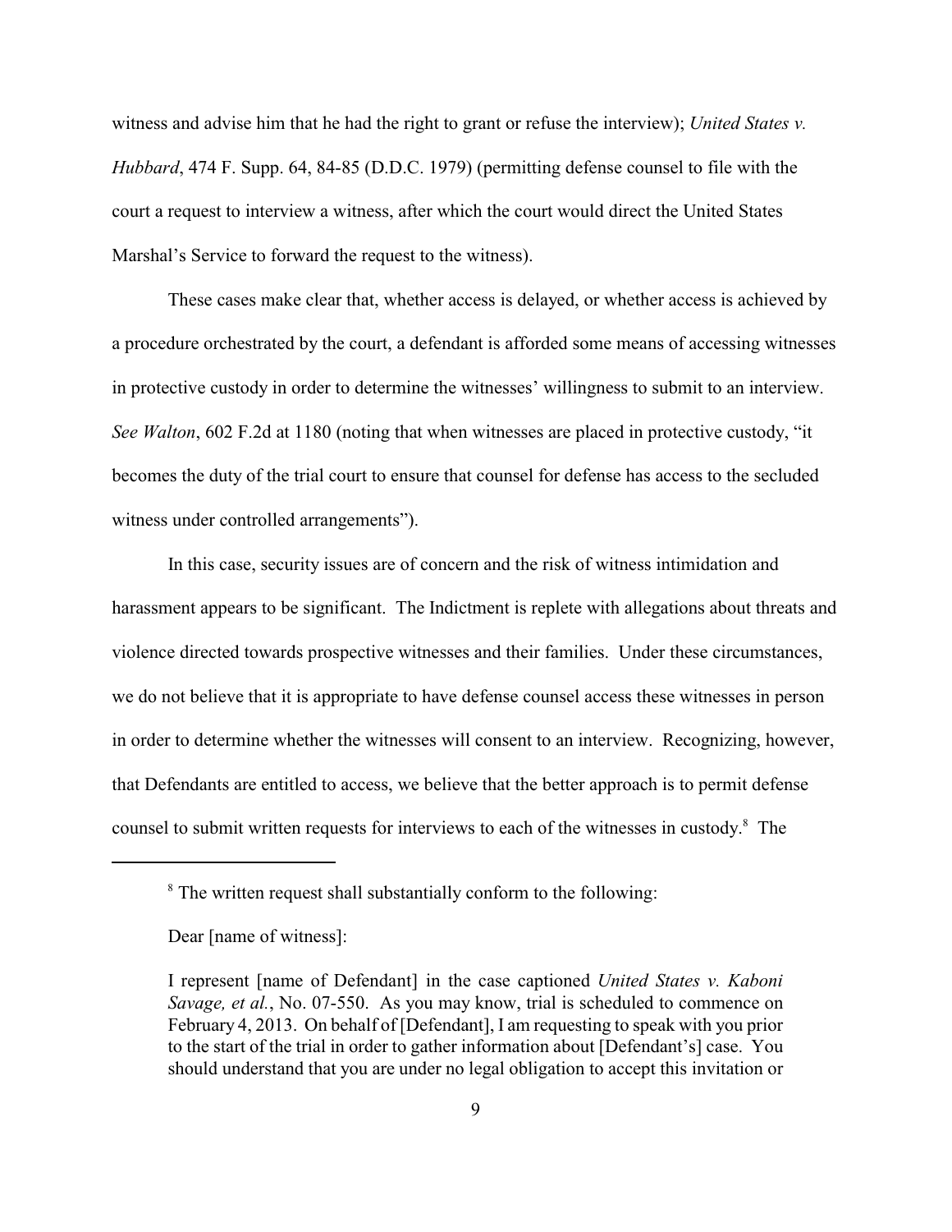witness and advise him that he had the right to grant or refuse the interview); *United States v. Hubbard*, 474 F. Supp. 64, 84-85 (D.D.C. 1979) (permitting defense counsel to file with the court a request to interview a witness, after which the court would direct the United States Marshal's Service to forward the request to the witness).

These cases make clear that, whether access is delayed, or whether access is achieved by a procedure orchestrated by the court, a defendant is afforded some means of accessing witnesses in protective custody in order to determine the witnesses' willingness to submit to an interview. *See Walton*, 602 F.2d at 1180 (noting that when witnesses are placed in protective custody, "it becomes the duty of the trial court to ensure that counsel for defense has access to the secluded witness under controlled arrangements").

In this case, security issues are of concern and the risk of witness intimidation and harassment appears to be significant. The Indictment is replete with allegations about threats and violence directed towards prospective witnesses and their families. Under these circumstances, we do not believe that it is appropriate to have defense counsel access these witnesses in person in order to determine whether the witnesses will consent to an interview. Recognizing, however, that Defendants are entitled to access, we believe that the better approach is to permit defense counsel to submit written requests for interviews to each of the witnesses in custody.[8] The

---

[8] The written request shall substantially conform to the following:

Dear [name of witness]:

I represent [name of Defendant] in the case captioned *United States v. Kaboni Savage, et al.*, No. 07-550. As you may know, trial is scheduled to commence on February 4, 2013. On behalf of [Defendant], I am requesting to speak with you prior to the start of the trial in order to gather information about [Defendant's] case. You should understand that you are under no legal obligation to accept this invitation or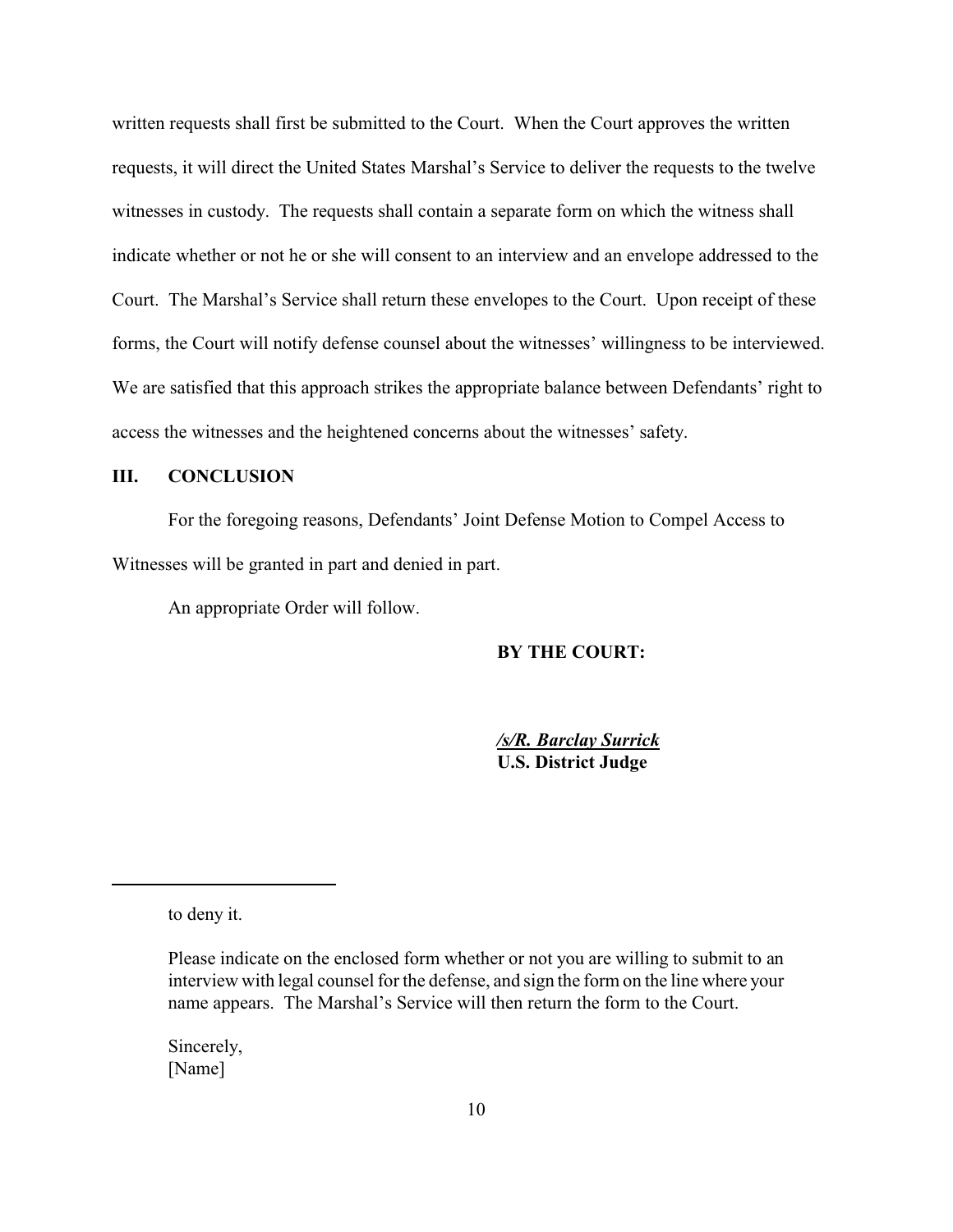written requests shall first be submitted to the Court. When the Court approves the written requests, it will direct the United States Marshal's Service to deliver the requests to the twelve witnesses in custody. The requests shall contain a separate form on which the witness shall indicate whether or not he or she will consent to an interview and an envelope addressed to the Court. The Marshal's Service shall return these envelopes to the Court. Upon receipt of these forms, the Court will notify defense counsel about the witnesses' willingness to be interviewed. We are satisfied that this approach strikes the appropriate balance between Defendants' right to access the witnesses and the heightened concerns about the witnesses' safety.

## III. CONCLUSION

For the foregoing reasons, Defendants' Joint Defense Motion to Compel Access to Witnesses will be granted in part and denied in part.

An appropriate Order will follow.

**BY THE COURT:**

***/s/R. Barclay Surrick***
**U.S. District Judge**

---

to deny it.

Please indicate on the enclosed form whether or not you are willing to submit to an interview with legal counsel for the defense, and sign the form on the line where your name appears. The Marshal's Service will then return the form to the Court.

Sincerely,
[Name]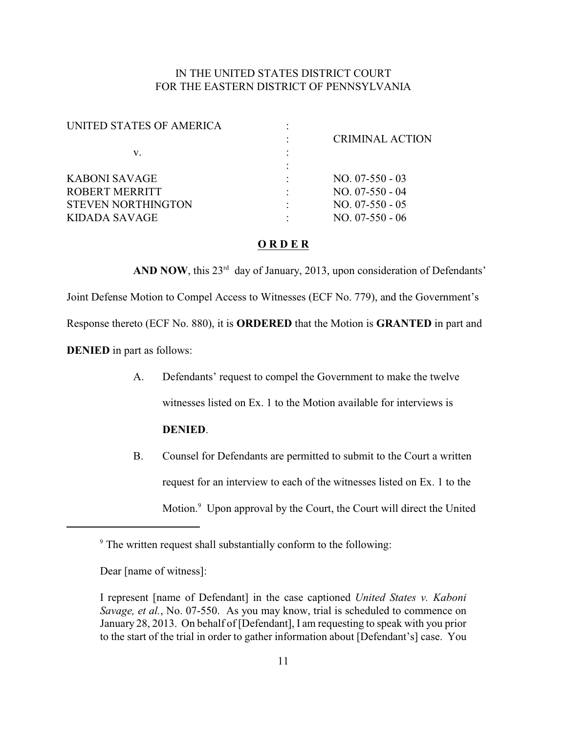IN THE UNITED STATES DISTRICT COURT
FOR THE EASTERN DISTRICT OF PENNSYLVANIA

| | | |
|---|---|---|
| UNITED STATES OF AMERICA | : | |
| | : | CRIMINAL ACTION |
| v. | : | |
| | : | |
| KABONI SAVAGE | : | NO. 07-550 - 03 |
| ROBERT MERRITT | : | NO. 07-550 - 04 |
| STEVEN NORTHINGTON | : | NO. 07-550 - 05 |
| KIDADA SAVAGE | : | NO. 07-550 - 06 |

**O R D E R**

**AND NOW**, this 23rd day of January, 2013, upon consideration of Defendants' Joint Defense Motion to Compel Access to Witnesses (ECF No. 779), and the Government's Response thereto (ECF No. 880), it is **ORDERED** that the Motion is **GRANTED** in part and **DENIED** in part as follows:

A. Defendants' request to compel the Government to make the twelve witnesses listed on Ex. 1 to the Motion available for interviews is **DENIED**.

B. Counsel for Defendants are permitted to submit to the Court a written request for an interview to each of the witnesses listed on Ex. 1 to the Motion.[9] Upon approval by the Court, the Court will direct the United

---

[9] The written request shall substantially conform to the following:

Dear [name of witness]:

I represent [name of Defendant] in the case captioned *United States v. Kaboni Savage, et al.*, No. 07-550. As you may know, trial is scheduled to commence on January 28, 2013. On behalf of [Defendant], I am requesting to speak with you prior to the start of the trial in order to gather information about [Defendant's] case. You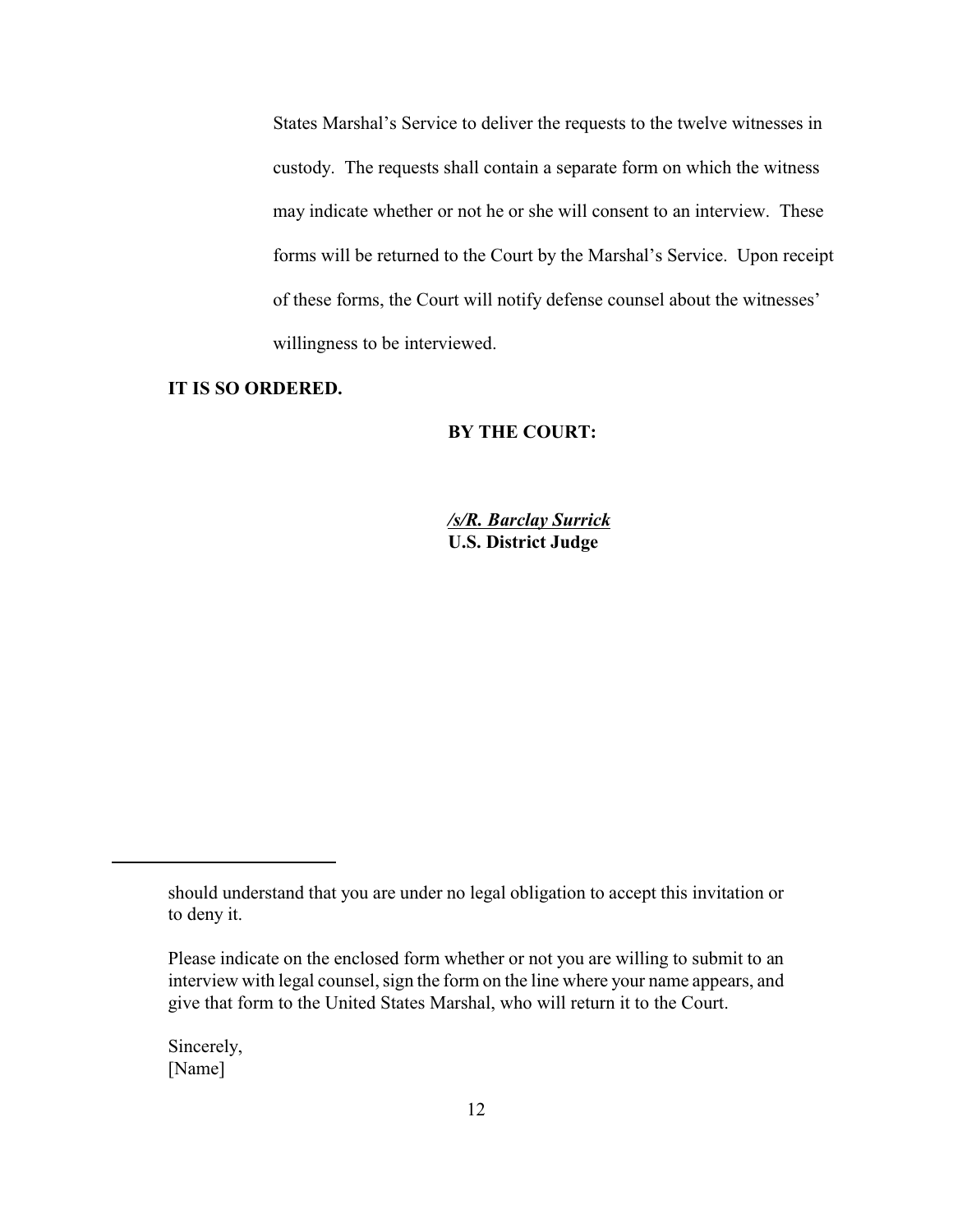States Marshal's Service to deliver the requests to the twelve witnesses in custody. The requests shall contain a separate form on which the witness may indicate whether or not he or she will consent to an interview. These forms will be returned to the Court by the Marshal's Service. Upon receipt of these forms, the Court will notify defense counsel about the witnesses' willingness to be interviewed.

**IT IS SO ORDERED.**

**BY THE COURT:**

***/s/R. Barclay Surrick***
**U.S. District Judge**

---

should understand that you are under no legal obligation to accept this invitation or to deny it.

Please indicate on the enclosed form whether or not you are willing to submit to an interview with legal counsel, sign the form on the line where your name appears, and give that form to the United States Marshal, who will return it to the Court.

Sincerely,
[Name]